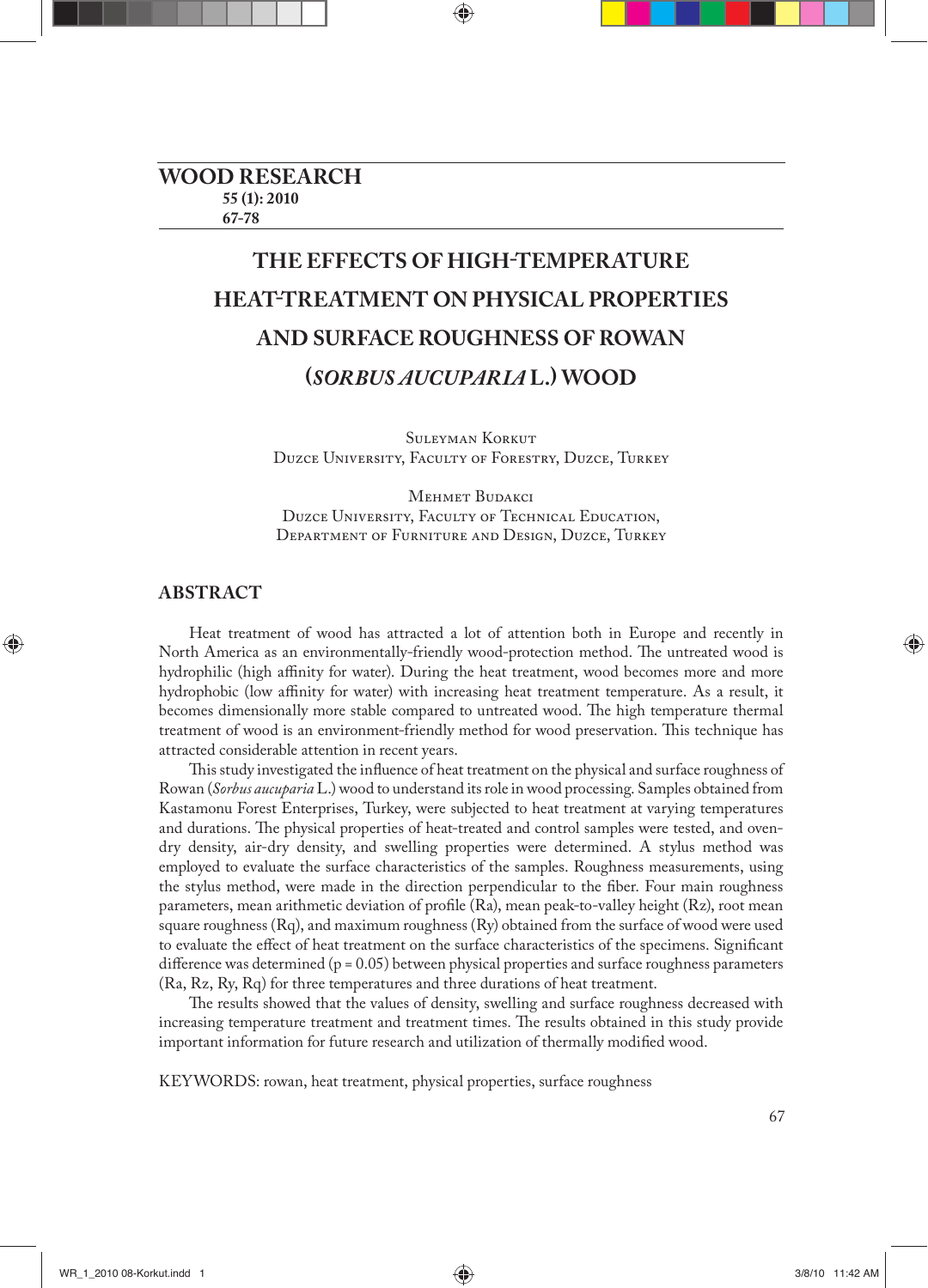# THE EFFECTS OF HIGH-TEMPERATURE HEAT-TREATMENT ON PHYSICAL PROPERTIES AND SURFACE ROUGHNESS OF ROWAN (*SORBUS AUCUPARIA* L.) WOOD

Suleyman Korkut
Duzce University, Faculty of Forestry, Duzce, Turkey

Mehmet Budakci
Duzce University, Faculty of Technical Education,
Department of Furniture and Design, Duzce, Turkey

## ABSTRACT

Heat treatment of wood has attracted a lot of attention both in Europe and recently in North America as an environmentally-friendly wood-protection method. The untreated wood is hydrophilic (high affinity for water). During the heat treatment, wood becomes more and more hydrophobic (low affinity for water) with increasing heat treatment temperature. As a result, it becomes dimensionally more stable compared to untreated wood. The high temperature thermal treatment of wood is an environment-friendly method for wood preservation. This technique has attracted considerable attention in recent years.

This study investigated the influence of heat treatment on the physical and surface roughness of Rowan (*Sorbus aucuparia* L.) wood to understand its role in wood processing. Samples obtained from Kastamonu Forest Enterprises, Turkey, were subjected to heat treatment at varying temperatures and durations. The physical properties of heat-treated and control samples were tested, and oven-dry density, air-dry density, and swelling properties were determined. A stylus method was employed to evaluate the surface characteristics of the samples. Roughness measurements, using the stylus method, were made in the direction perpendicular to the fiber. Four main roughness parameters, mean arithmetic deviation of profile (Ra), mean peak-to-valley height (Rz), root mean square roughness (Rq), and maximum roughness (Ry) obtained from the surface of wood were used to evaluate the effect of heat treatment on the surface characteristics of the specimens. Significant difference was determined ($p = 0.05$) between physical properties and surface roughness parameters (Ra, Rz, Ry, Rq) for three temperatures and three durations of heat treatment.

The results showed that the values of density, swelling and surface roughness decreased with increasing temperature treatment and treatment times. The results obtained in this study provide important information for future research and utilization of thermally modified wood.

KEYWORDS: rowan, heat treatment, physical properties, surface roughness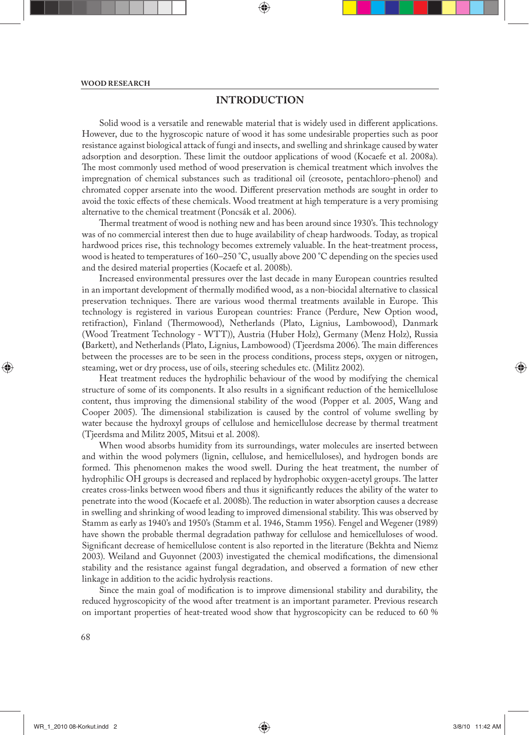## INTRODUCTION

Solid wood is a versatile and renewable material that is widely used in different applications. However, due to the hygroscopic nature of wood it has some undesirable properties such as poor resistance against biological attack of fungi and insects, and swelling and shrinkage caused by water adsorption and desorption. These limit the outdoor applications of wood (Kocaefe et al. 2008a). The most commonly used method of wood preservation is chemical treatment which involves the impregnation of chemical substances such as traditional oil (creosote, pentachloro-phenol) and chromated copper arsenate into the wood. Different preservation methods are sought in order to avoid the toxic effects of these chemicals. Wood treatment at high temperature is a very promising alternative to the chemical treatment (Poncsák et al. 2006).

Thermal treatment of wood is nothing new and has been around since 1930's. This technology was of no commercial interest then due to huge availability of cheap hardwoods. Today, as tropical hardwood prices rise, this technology becomes extremely valuable. In the heat-treatment process, wood is heated to temperatures of 160–250 °C, usually above 200 °C depending on the species used and the desired material properties (Kocaefe et al. 2008b).

Increased environmental pressures over the last decade in many European countries resulted in an important development of thermally modified wood, as a non-biocidal alternative to classical preservation techniques. There are various wood thermal treatments available in Europe. This technology is registered in various European countries: France (Perdure, New Option wood, retifraction), Finland (Thermowood), Netherlands (Plato, Lignius, Lambowood), Danmark (Wood Treatment Technology - WTT)), Austria (Huber Holz), Germany (Menz Holz), Russia (Barkett), and Netherlands (Plato, Lignius, Lambowood) (Tjeerdsma 2006). The main differences between the processes are to be seen in the process conditions, process steps, oxygen or nitrogen, steaming, wet or dry process, use of oils, steering schedules etc. (Militz 2002).

Heat treatment reduces the hydrophilic behaviour of the wood by modifying the chemical structure of some of its components. It also results in a significant reduction of the hemicellulose content, thus improving the dimensional stability of the wood (Popper et al. 2005, Wang and Cooper 2005). The dimensional stabilization is caused by the control of volume swelling by water because the hydroxyl groups of cellulose and hemicellulose decrease by thermal treatment (Tjeerdsma and Militz 2005, Mitsui et al. 2008).

When wood absorbs humidity from its surroundings, water molecules are inserted between and within the wood polymers (lignin, cellulose, and hemicelluloses), and hydrogen bonds are formed. This phenomenon makes the wood swell. During the heat treatment, the number of hydrophilic OH groups is decreased and replaced by hydrophobic oxygen-acetyl groups. The latter creates cross-links between wood fibers and thus it significantly reduces the ability of the water to penetrate into the wood (Kocaefe et al. 2008b). The reduction in water absorption causes a decrease in swelling and shrinking of wood leading to improved dimensional stability. This was observed by Stamm as early as 1940's and 1950's (Stamm et al. 1946, Stamm 1956). Fengel and Wegener (1989) have shown the probable thermal degradation pathway for cellulose and hemicelluloses of wood. Significant decrease of hemicellulose content is also reported in the literature (Bekhta and Niemz 2003). Weiland and Guyonnet (2003) investigated the chemical modifications, the dimensional stability and the resistance against fungal degradation, and observed a formation of new ether linkage in addition to the acidic hydrolysis reactions.

Since the main goal of modification is to improve dimensional stability and durability, the reduced hygroscopicity of the wood after treatment is an important parameter. Previous research on important properties of heat-treated wood show that hygroscopicity can be reduced to 60 %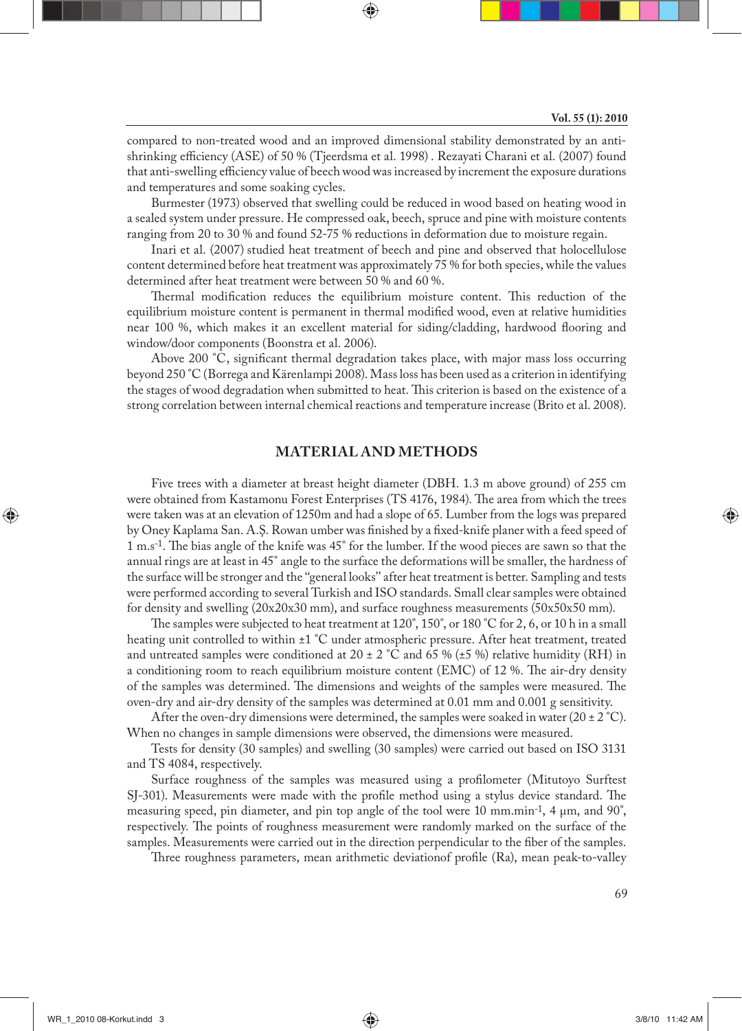compared to non-treated wood and an improved dimensional stability demonstrated by an anti-shrinking efficiency (ASE) of 50 % (Tjeerdsma et al. 1998) . Rezayati Charani et al. (2007) found that anti-swelling efficiency value of beech wood was increased by increment the exposure durations and temperatures and some soaking cycles.

Burmester (1973) observed that swelling could be reduced in wood based on heating wood in a sealed system under pressure. He compressed oak, beech, spruce and pine with moisture contents ranging from 20 to 30 % and found 52-75 % reductions in deformation due to moisture regain.

Inari et al. (2007) studied heat treatment of beech and pine and observed that holocellulose content determined before heat treatment was approximately 75 % for both species, while the values determined after heat treatment were between 50 % and 60 %.

Thermal modification reduces the equilibrium moisture content. This reduction of the equilibrium moisture content is permanent in thermal modified wood, even at relative humidities near 100 %, which makes it an excellent material for siding/cladding, hardwood flooring and window/door components (Boonstra et al. 2006).

Above 200 ˚C, significant thermal degradation takes place, with major mass loss occurring beyond 250 ˚C (Borrega and Kärenlampi 2008). Mass loss has been used as a criterion in identifying the stages of wood degradation when submitted to heat. This criterion is based on the existence of a strong correlation between internal chemical reactions and temperature increase (Brito et al. 2008).

## MATERIAL AND METHODS

Five trees with a diameter at breast height diameter (DBH. 1.3 m above ground) of 255 cm were obtained from Kastamonu Forest Enterprises (TS 4176, 1984). The area from which the trees were taken was at an elevation of 1250m and had a slope of 65. Lumber from the logs was prepared by Oney Kaplama San. A.Ş. Rowan umber was finished by a fixed-knife planer with a feed speed of 1 m.s$^{-1}$. The bias angle of the knife was 45˚ for the lumber. If the wood pieces are sawn so that the annual rings are at least in 45˚ angle to the surface the deformations will be smaller, the hardness of the surface will be stronger and the "general looks" after heat treatment is better. Sampling and tests were performed according to several Turkish and ISO standards. Small clear samples were obtained for density and swelling (20x20x30 mm), and surface roughness measurements (50x50x50 mm).

The samples were subjected to heat treatment at 120˚, 150˚, or 180 ˚C for 2, 6, or 10 h in a small heating unit controlled to within ±1 ˚C under atmospheric pressure. After heat treatment, treated and untreated samples were conditioned at 20 ± 2 ˚C and 65 % (±5 %) relative humidity (RH) in a conditioning room to reach equilibrium moisture content (EMC) of 12 %. The air-dry density of the samples was determined. The dimensions and weights of the samples were measured. The oven-dry and air-dry density of the samples was determined at 0.01 mm and 0.001 g sensitivity.

After the oven-dry dimensions were determined, the samples were soaked in water (20 ± 2 ˚C). When no changes in sample dimensions were observed, the dimensions were measured.

Tests for density (30 samples) and swelling (30 samples) were carried out based on ISO 3131 and TS 4084, respectively.

Surface roughness of the samples was measured using a profilometer (Mitutoyo Surftest SJ-301). Measurements were made with the profile method using a stylus device standard. The measuring speed, pin diameter, and pin top angle of the tool were 10 mm.min$^{-1}$, 4 µm, and 90˚, respectively. The points of roughness measurement were randomly marked on the surface of the samples. Measurements were carried out in the direction perpendicular to the fiber of the samples.

Three roughness parameters, mean arithmetic deviationof profile (Ra), mean peak-to-valley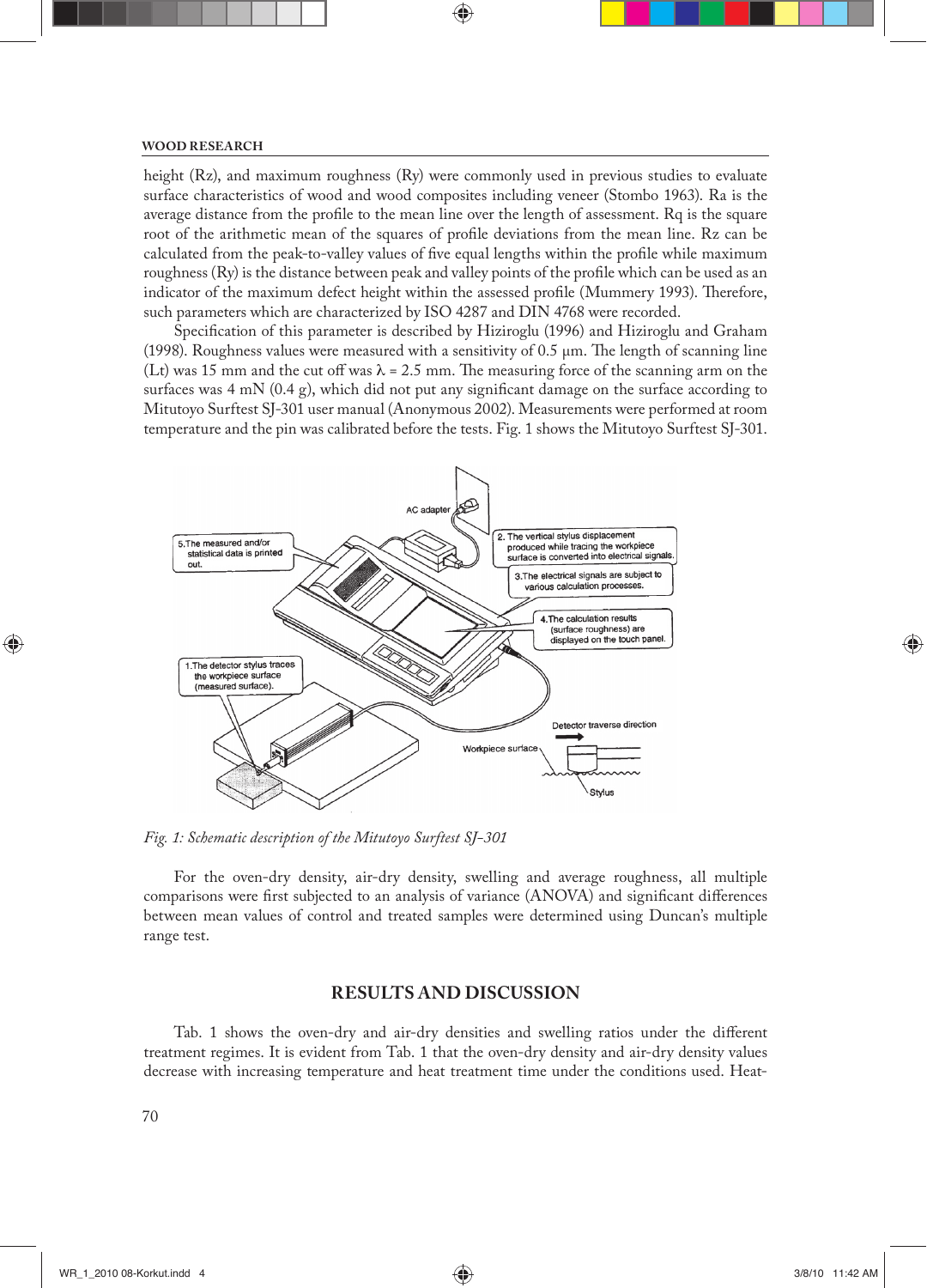height (Rz), and maximum roughness (Ry) were commonly used in previous studies to evaluate surface characteristics of wood and wood composites including veneer (Stombo 1963). Ra is the average distance from the profile to the mean line over the length of assessment. Rq is the square root of the arithmetic mean of the squares of profile deviations from the mean line. Rz can be calculated from the peak-to-valley values of five equal lengths within the profile while maximum roughness (Ry) is the distance between peak and valley points of the profile which can be used as an indicator of the maximum defect height within the assessed profile (Mummery 1993). Therefore, such parameters which are characterized by ISO 4287 and DIN 4768 were recorded.

Specification of this parameter is described by Hiziroglu (1996) and Hiziroglu and Graham (1998). Roughness values were measured with a sensitivity of 0.5 μm. The length of scanning line (Lt) was 15 mm and the cut off was $\lambda = 2.5$ mm. The measuring force of the scanning arm on the surfaces was 4 mN (0.4 g), which did not put any significant damage on the surface according to Mitutoyo Surftest SJ-301 user manual (Anonymous 2002). Measurements were performed at room temperature and the pin was calibrated before the tests. Fig. 1 shows the Mitutoyo Surftest SJ-301.

*Fig. 1: Schematic description of the Mitutoyo Surftest SJ-301*

For the oven-dry density, air-dry density, swelling and average roughness, all multiple comparisons were first subjected to an analysis of variance (ANOVA) and significant differences between mean values of control and treated samples were determined using Duncan's multiple range test.

## RESULTS AND DISCUSSION

Tab. 1 shows the oven-dry and air-dry densities and swelling ratios under the different treatment regimes. It is evident from Tab. 1 that the oven-dry density and air-dry density values decrease with increasing temperature and heat treatment time under the conditions used. Heat-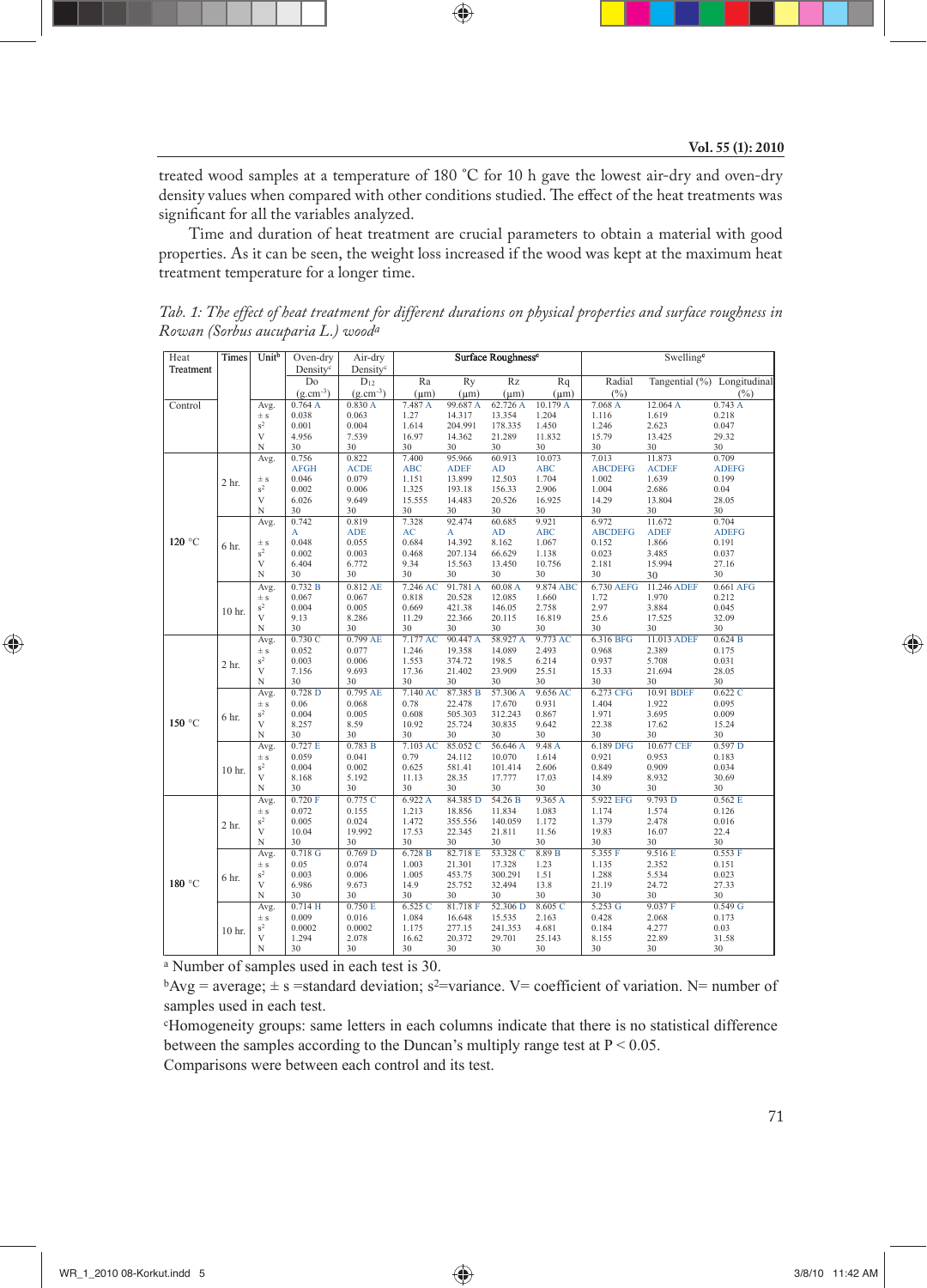treated wood samples at a temperature of 180 °C for 10 h gave the lowest air-dry and oven-dry density values when compared with other conditions studied. The effect of the heat treatments was significant for all the variables analyzed.

Time and duration of heat treatment are crucial parameters to obtain a material with good properties. As it can be seen, the weight loss increased if the wood was kept at the maximum heat treatment temperature for a longer time.

*Tab. 1: The effect of heat treatment for different durations on physical properties and surface roughness in Rowan (Sorbus aucuparia L.) wood[a]*

| Heat Treatment | Times | Unit[b] | Oven-dry Density[c] | Air-dry Density[c] | Surface Roughness[c] | | | | Swelling[c] | | |
|---|---|---|---|---|---|---|---|---|---|---|---|
| | | | Do ($g.cm^{-3}$) | $D_{12}$ ($g.cm^{-3}$) | Ra (µm) | Ry (µm) | Rz (µm) | Rq (µm) | Radial (%) | Tangential (%) | Longitudinal (%) |
| Control | | Avg. | 0.764 A | 0.830 A | 7.487 A | 99.687 A | 62.726 A | 10.179 A | 7.068 A | 12.064 A | 0.743 A |
| | | ± s | 0.038 | 0.063 | 1.27 | 14.317 | 13.354 | 1.204 | 1.116 | 1.619 | 0.218 |
| | | $s^2$ | 0.001 | 0.004 | 1.614 | 204.991 | 178.335 | 1.450 | 1.246 | 2.623 | 0.047 |
| | | V | 4.956 | 7.539 | 16.97 | 14.362 | 21.289 | 11.832 | 15.79 | 13.425 | 29.32 |
| | | N | 30 | 30 | 30 | 30 | 30 | 30 | 30 | 30 | 30 |
| 120 °C | 2 hr. | Avg. | 0.756 AFGH | 0.822 ACDE | 7.400 ABC | 95.966 ADEF | 60.913 AD | 10.073 ABC | 7.013 ABCDEFG | 11.873 ACDEF | 0.709 ADEFG |
| | | ± s | 0.046 | 0.079 | 1.151 | 13.899 | 12.503 | 1.704 | 1.002 | 1.639 | 0.199 |
| | | $s^2$ | 0.002 | 0.006 | 1.325 | 193.18 | 156.33 | 2.906 | 1.004 | 2.686 | 0.04 |
| | | V | 6.026 | 9.649 | 15.555 | 14.483 | 20.526 | 16.925 | 14.29 | 13.804 | 28.05 |
| | | N | 30 | 30 | 30 | 30 | 30 | 30 | 30 | 30 | 30 |
| | 6 hr. | Avg. | 0.742 A | 0.819 ADE | 7.328 AC | 92.474 A | 60.685 AD | 9.921 ABC | 6.972 ABCDEFG | 11.672 ADEF | 0.704 ADEFG |
| | | ± s | 0.048 | 0.055 | 0.684 | 14.392 | 8.162 | 1.067 | 0.152 | 1.866 | 0.191 |
| | | $s^2$ | 0.002 | 0.003 | 0.468 | 207.134 | 66.629 | 1.138 | 0.023 | 3.485 | 0.037 |
| | | V | 6.404 | 6.772 | 9.34 | 15.563 | 13.450 | 10.756 | 2.181 | 15.994 | 27.16 |
| | | N | 30 | 30 | 30 | 30 | 30 | 30 | 30 | 30 | 30 |
| | 10 hr. | Avg. | 0.732 B | 0.812 AE | 7.246 AC | 91.781 A | 60.08 A | 9.874 ABC | 6.730 AEFG | 11.246 ADEF | 0.661 AFG |
| | | ± s | 0.067 | 0.067 | 0.818 | 20.528 | 12.085 | 1.660 | 1.72 | 1.970 | 0.212 |
| | | $s^2$ | 0.004 | 0.005 | 0.669 | 421.38 | 146.05 | 2.758 | 2.97 | 3.884 | 0.045 |
| | | V | 9.13 | 8.286 | 11.29 | 22.366 | 20.115 | 16.819 | 25.6 | 17.525 | 32.09 |
| | | N | 30 | 30 | 30 | 30 | 30 | 30 | 30 | 30 | 30 |
| 150 °C | 2 hr. | Avg. | 0.730 C | 0.799 AE | 7.177 AC | 90.447 A | 58.927 A | 9.773 AC | 6.316 BFG | 11.013 ADEF | 0.624 B |
| | | ± s | 0.052 | 0.077 | 1.246 | 19.358 | 14.089 | 2.493 | 0.968 | 2.389 | 0.175 |
| | | $s^2$ | 0.003 | 0.006 | 1.553 | 374.72 | 198.5 | 6.214 | 0.937 | 5.708 | 0.031 |
| | | V | 7.156 | 9.693 | 17.36 | 21.402 | 23.909 | 25.51 | 15.33 | 21.694 | 28.05 |
| | | N | 30 | 30 | 30 | 30 | 30 | 30 | 30 | 30 | 30 |
| | 6 hr. | Avg. | 0.728 D | 0.795 AE | 7.140 AC | 87.385 B | 57.306 A | 9.656 AC | 6.273 CFG | 10.91 BDEF | 0.622 C |
| | | ± s | 0.06 | 0.068 | 0.78 | 22.478 | 17.670 | 0.931 | 1.404 | 1.922 | 0.095 |
| | | $s^2$ | 0.004 | 0.005 | 0.608 | 505.303 | 312.243 | 0.867 | 1.971 | 3.695 | 0.009 |
| | | V | 8.257 | 8.59 | 10.92 | 25.724 | 30.835 | 9.642 | 22.38 | 17.62 | 15.24 |
| | | N | 30 | 30 | 30 | 30 | 30 | 30 | 30 | 30 | 30 |
| | 10 hr. | Avg. | 0.727 E | 0.783 B | 7.103 AC | 85.052 C | 56.646 A | 9.48 A | 6.189 DFG | 10.677 CEF | 0.597 D |
| | | ± s | 0.059 | 0.041 | 0.79 | 24.112 | 10.070 | 1.614 | 0.921 | 0.953 | 0.183 |
| | | $s^2$ | 0.004 | 0.002 | 0.625 | 581.41 | 101.414 | 2.606 | 0.849 | 0.909 | 0.034 |
| | | V | 8.168 | 5.192 | 11.13 | 28.35 | 17.777 | 17.03 | 14.89 | 8.932 | 30.69 |
| | | N | 30 | 30 | 30 | 30 | 30 | 30 | 30 | 30 | 30 |
| 180 °C | 2 hr. | Avg. | 0.720 F | 0.775 C | 6.922 A | 84.385 D | 54.26 B | 9.365 A | 5.922 EFG | 9.793 D | 0.562 E |
| | | ± s | 0.072 | 0.155 | 1.213 | 18.856 | 11.834 | 1.083 | 1.174 | 1.574 | 0.126 |
| | | $s^2$ | 0.005 | 0.024 | 1.472 | 355.556 | 140.059 | 1.172 | 1.379 | 2.478 | 0.016 |
| | | V | 10.04 | 19.992 | 17.53 | 22.345 | 21.811 | 11.56 | 19.83 | 16.07 | 22.4 |
| | | N | 30 | 30 | 30 | 30 | 30 | 30 | 30 | 30 | 30 |
| | 6 hr. | Avg. | 0.718 G | 0.769 D | 6.728 B | 82.718 E | 53.328 C | 8.89 B | 5.355 F | 9.516 E | 0.553 F |
| | | ± s | 0.05 | 0.074 | 1.003 | 21.301 | 17.328 | 1.23 | 1.135 | 2.352 | 0.151 |
| | | $s^2$ | 0.003 | 0.006 | 1.005 | 453.75 | 300.291 | 1.51 | 1.288 | 5.534 | 0.023 |
| | | V | 6.986 | 9.673 | 14.9 | 25.752 | 32.494 | 13.8 | 21.19 | 24.72 | 27.33 |
| | | N | 30 | 30 | 30 | 30 | 30 | 30 | 30 | 30 | 30 |
| | 10 hr. | Avg. | 0.714 H | 0.750 E | 6.525 C | 81.718 F | 52.306 D | 8.605 C | 5.253 G | 9.037 F | 0.549 G |
| | | ± s | 0.009 | 0.016 | 1.084 | 16.648 | 15.535 | 2.163 | 0.428 | 2.068 | 0.173 |
| | | $s^2$ | 0.0002 | 0.0002 | 1.175 | 277.15 | 241.353 | 4.681 | 0.184 | 4.277 | 0.03 |
| | | V | 1.294 | 2.078 | 16.62 | 20.372 | 29.701 | 25.143 | 8.155 | 22.89 | 31.58 |
| | | N | 30 | 30 | 30 | 30 | 30 | 30 | 30 | 30 | 30 |

[a] Number of samples used in each test is 30.

[b]Avg = average; ± s =standard deviation; $s^2$=variance. V= coefficient of variation. N= number of samples used in each test.

[c]Homogeneity groups: same letters in each columns indicate that there is no statistical difference between the samples according to the Duncan's multiply range test at $P < 0.05$.

Comparisons were between each control and its test.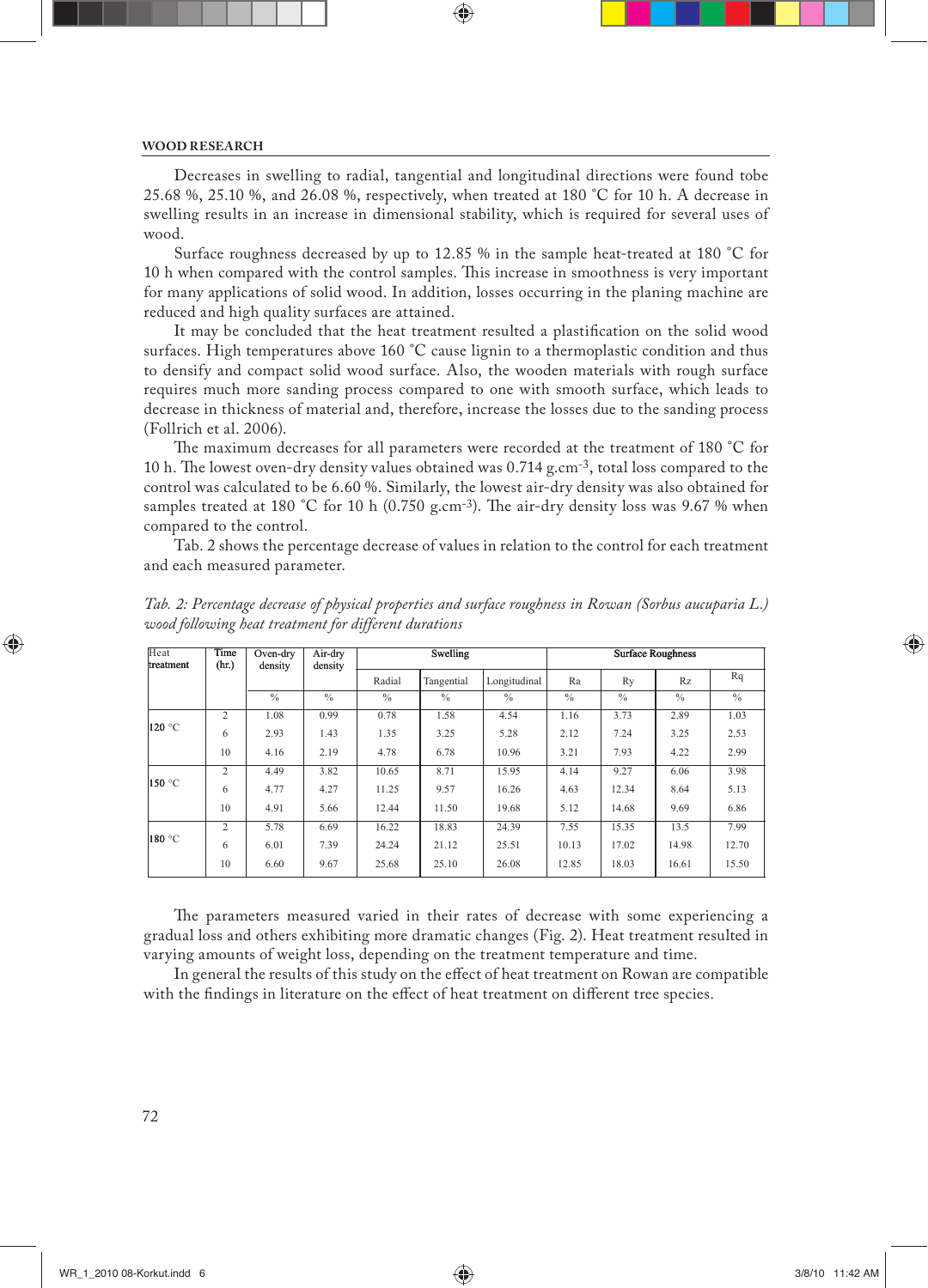Decreases in swelling to radial, tangential and longitudinal directions were found tobe 25.68 %, 25.10 %, and 26.08 %, respectively, when treated at 180 °C for 10 h. A decrease in swelling results in an increase in dimensional stability, which is required for several uses of wood.

Surface roughness decreased by up to 12.85 % in the sample heat-treated at 180 °C for 10 h when compared with the control samples. This increase in smoothness is very important for many applications of solid wood. In addition, losses occurring in the planing machine are reduced and high quality surfaces are attained.

It may be concluded that the heat treatment resulted a plastification on the solid wood surfaces. High temperatures above 160 °C cause lignin to a thermoplastic condition and thus to densify and compact solid wood surface. Also, the wooden materials with rough surface requires much more sanding process compared to one with smooth surface, which leads to decrease in thickness of material and, therefore, increase the losses due to the sanding process (Follrich et al. 2006).

The maximum decreases for all parameters were recorded at the treatment of 180 °C for 10 h. The lowest oven-dry density values obtained was 0.714 $g.cm^{-3}$, total loss compared to the control was calculated to be 6.60 %. Similarly, the lowest air-dry density was also obtained for samples treated at 180 °C for 10 h (0.750 $g.cm^{-3}$). The air-dry density loss was 9.67 % when compared to the control.

Tab. 2 shows the percentage decrease of values in relation to the control for each treatment and each measured parameter.

*Tab. 2: Percentage decrease of physical properties and surface roughness in Rowan (Sorbus aucuparia L.) wood following heat treatment for different durations*

| Heat treatment | Time (hr.) | Oven-dry density | Air-dry density | Swelling | | | Surface Roughness | | | |
|---|---|---|---|---|---|---|---|---|---|---|
| | | | | Radial | Tangential | Longitudinal | Ra | Ry | Rz | Rq |
| | | % | % | % | % | % | % | % | % | % |
| 120 °C | 2 | 1.08 | 0.99 | 0.78 | 1.58 | 4.54 | 1.16 | 3.73 | 2.89 | 1.03 |
| | 6 | 2.93 | 1.43 | 1.35 | 3.25 | 5.28 | 2.12 | 7.24 | 3.25 | 2.53 |
| | 10 | 4.16 | 2.19 | 4.78 | 6.78 | 10.96 | 3.21 | 7.93 | 4.22 | 2.99 |
| 150 °C | 2 | 4.49 | 3.82 | 10.65 | 8.71 | 15.95 | 4.14 | 9.27 | 6.06 | 3.98 |
| | 6 | 4.77 | 4.27 | 11.25 | 9.57 | 16.26 | 4.63 | 12.34 | 8.64 | 5.13 |
| | 10 | 4.91 | 5.66 | 12.44 | 11.50 | 19.68 | 5.12 | 14.68 | 9.69 | 6.86 |
| 180 °C | 2 | 5.78 | 6.69 | 16.22 | 18.83 | 24.39 | 7.55 | 15.35 | 13.5 | 7.99 |
| | 6 | 6.01 | 7.39 | 24.24 | 21.12 | 25.51 | 10.13 | 17.02 | 14.98 | 12.70 |
| | 10 | 6.60 | 9.67 | 25.68 | 25.10 | 26.08 | 12.85 | 18.03 | 16.61 | 15.50 |

The parameters measured varied in their rates of decrease with some experiencing a gradual loss and others exhibiting more dramatic changes (Fig. 2). Heat treatment resulted in varying amounts of weight loss, depending on the treatment temperature and time.

In general the results of this study on the effect of heat treatment on Rowan are compatible with the findings in literature on the effect of heat treatment on different tree species.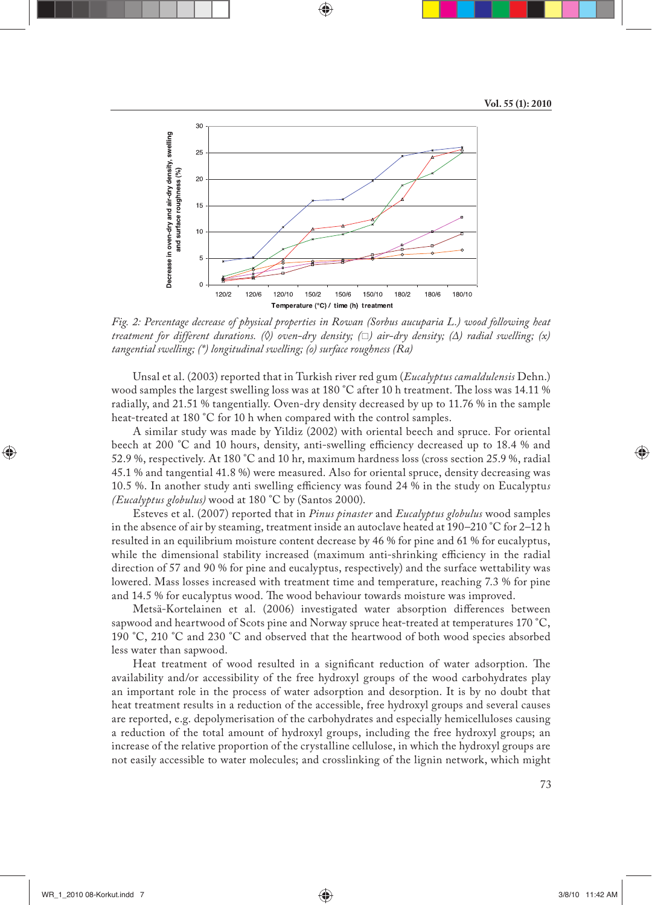Fig. 2: *Percentage decrease of physical properties in Rowan (Sorbus aucuparia L.) wood following heat treatment for different durations. (◊) oven-dry density; (□) air-dry density; (Δ) radial swelling; (x) tangential swelling; (\*) longitudinal swelling; (o) surface roughness (Ra)*

Unsal et al. (2003) reported that in Turkish river red gum (*Eucalyptus camaldulensis* Dehn.) wood samples the largest swelling loss was at 180 ˚C after 10 h treatment. The loss was 14.11 % radially, and 21.51 % tangentially. Oven-dry density decreased by up to 11.76 % in the sample heat-treated at 180 ˚C for 10 h when compared with the control samples.

A similar study was made by Yildiz (2002) with oriental beech and spruce. For oriental beech at 200 ˚C and 10 hours, density, anti-swelling efficiency decreased up to 18.4 % and 52.9 %, respectively. At 180 ˚C and 10 hr, maximum hardness loss (cross section 25.9 %, radial 45.1 % and tangential 41.8 %) were measured. Also for oriental spruce, density decreasing was 10.5 %. In another study anti swelling efficiency was found 24 % in the study on Eucalyptus *(Eucalyptus globulus)* wood at 180 ˚C by (Santos 2000).

Esteves et al. (2007) reported that in *Pinus pinaster* and *Eucalyptus globulus* wood samples in the absence of air by steaming, treatment inside an autoclave heated at 190–210 ˚C for 2–12 h resulted in an equilibrium moisture content decrease by 46 % for pine and 61 % for eucalyptus, while the dimensional stability increased (maximum anti-shrinking efficiency in the radial direction of 57 and 90 % for pine and eucalyptus, respectively) and the surface wettability was lowered. Mass losses increased with treatment time and temperature, reaching 7.3 % for pine and 14.5 % for eucalyptus wood. The wood behaviour towards moisture was improved.

Metsä-Kortelainen et al. (2006) investigated water absorption differences between sapwood and heartwood of Scots pine and Norway spruce heat-treated at temperatures 170 ˚C, 190 ˚C, 210 ˚C and 230 ˚C and observed that the heartwood of both wood species absorbed less water than sapwood.

Heat treatment of wood resulted in a significant reduction of water adsorption. The availability and/or accessibility of the free hydroxyl groups of the wood carbohydrates play an important role in the process of water adsorption and desorption. It is by no doubt that heat treatment results in a reduction of the accessible, free hydroxyl groups and several causes are reported, e.g. depolymerisation of the carbohydrates and especially hemicelluloses causing a reduction of the total amount of hydroxyl groups, including the free hydroxyl groups; an increase of the relative proportion of the crystalline cellulose, in which the hydroxyl groups are not easily accessible to water molecules; and crosslinking of the lignin network, which might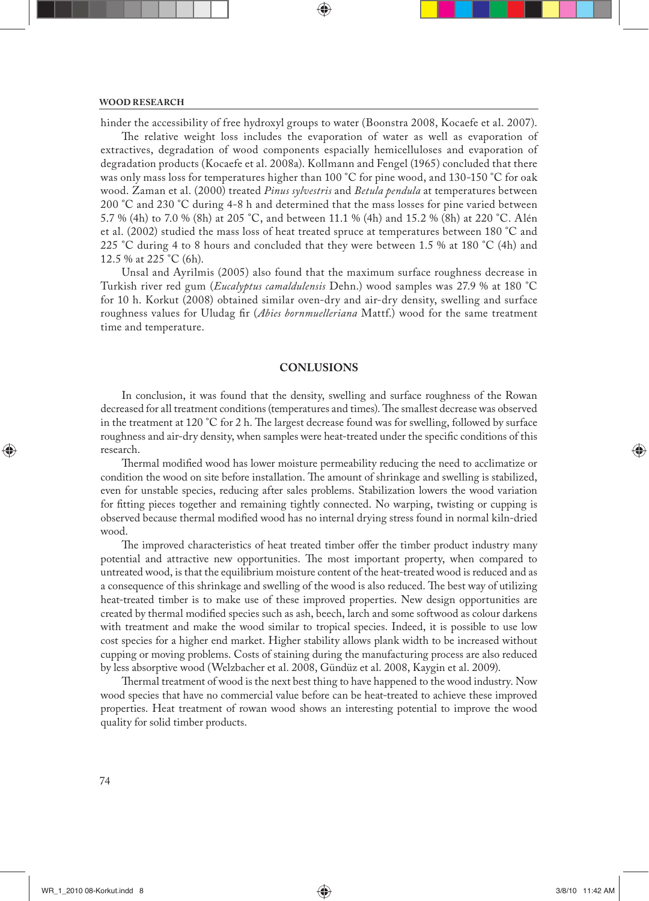hinder the accessibility of free hydroxyl groups to water (Boonstra 2008, Kocaefe et al. 2007).

The relative weight loss includes the evaporation of water as well as evaporation of extractives, degradation of wood components espacially hemicelluloses and evaporation of degradation products (Kocaefe et al. 2008a). Kollmann and Fengel (1965) concluded that there was only mass loss for temperatures higher than 100 °C for pine wood, and 130-150 °C for oak wood. Zaman et al. (2000) treated *Pinus sylvestris* and *Betula pendula* at temperatures between 200 °C and 230 °C during 4-8 h and determined that the mass losses for pine varied between 5.7 % (4h) to 7.0 % (8h) at 205 °C, and between 11.1 % (4h) and 15.2 % (8h) at 220 °C. Alén et al. (2002) studied the mass loss of heat treated spruce at temperatures between 180 °C and 225 °C during 4 to 8 hours and concluded that they were between 1.5 % at 180 °C (4h) and 12.5 % at 225 °C (6h).

Unsal and Ayrilmis (2005) also found that the maximum surface roughness decrease in Turkish river red gum (*Eucalyptus camaldulensis* Dehn.) wood samples was 27.9 % at 180 °C for 10 h. Korkut (2008) obtained similar oven-dry and air-dry density, swelling and surface roughness values for Uludag fir (*Abies bornmuelleriana* Mattf.) wood for the same treatment time and temperature.

## CONLUSIONS

In conclusion, it was found that the density, swelling and surface roughness of the Rowan decreased for all treatment conditions (temperatures and times). The smallest decrease was observed in the treatment at 120 °C for 2 h. The largest decrease found was for swelling, followed by surface roughness and air-dry density, when samples were heat-treated under the specific conditions of this research.

Thermal modified wood has lower moisture permeability reducing the need to acclimatize or condition the wood on site before installation. The amount of shrinkage and swelling is stabilized, even for unstable species, reducing after sales problems. Stabilization lowers the wood variation for fitting pieces together and remaining tightly connected. No warping, twisting or cupping is observed because thermal modified wood has no internal drying stress found in normal kiln-dried wood.

The improved characteristics of heat treated timber offer the timber product industry many potential and attractive new opportunities. The most important property, when compared to untreated wood, is that the equilibrium moisture content of the heat-treated wood is reduced and as a consequence of this shrinkage and swelling of the wood is also reduced. The best way of utilizing heat-treated timber is to make use of these improved properties. New design opportunities are created by thermal modified species such as ash, beech, larch and some softwood as colour darkens with treatment and make the wood similar to tropical species. Indeed, it is possible to use low cost species for a higher end market. Higher stability allows plank width to be increased without cupping or moving problems. Costs of staining during the manufacturing process are also reduced by less absorptive wood (Welzbacher et al. 2008, Gündüz et al. 2008, Kaygin et al. 2009).

Thermal treatment of wood is the next best thing to have happened to the wood industry. Now wood species that have no commercial value before can be heat-treated to achieve these improved properties. Heat treatment of rowan wood shows an interesting potential to improve the wood quality for solid timber products.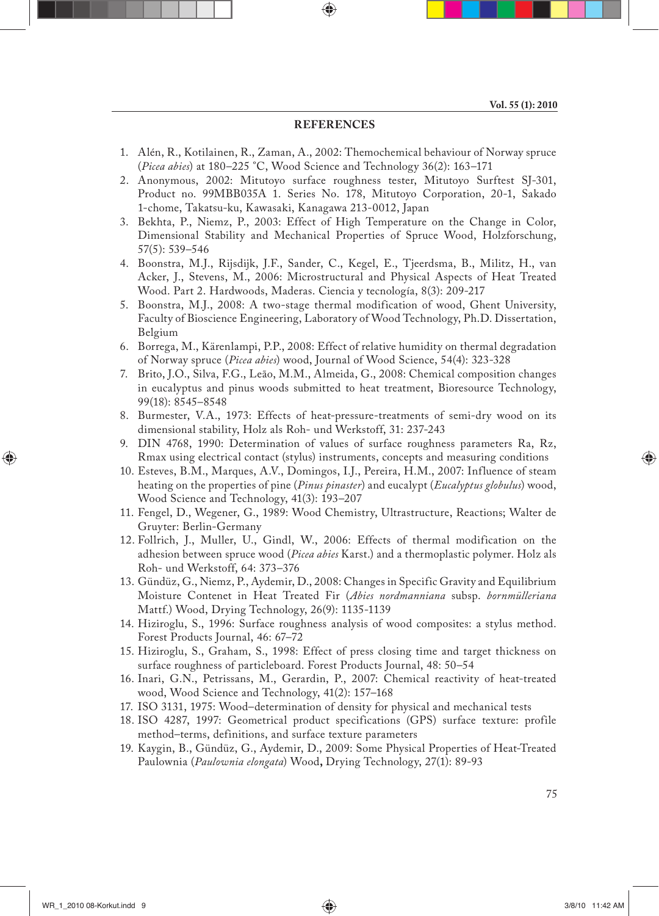## REFERENCES

1. Alén, R., Kotilainen, R., Zaman, A., 2002: Themochemical behaviour of Norway spruce (*Picea abies*) at 180–225 °C, Wood Science and Technology 36(2): 163–171
2. Anonymous, 2002: Mitutoyo surface roughness tester, Mitutoyo Surftest SJ-301, Product no. 99MBB035A 1. Series No. 178, Mitutoyo Corporation, 20-1, Sakado 1-chome, Takatsu-ku, Kawasaki, Kanagawa 213-0012, Japan
3. Bekhta, P., Niemz, P., 2003: Effect of High Temperature on the Change in Color, Dimensional Stability and Mechanical Properties of Spruce Wood, Holzforschung, 57(5): 539–546
4. Boonstra, M.J., Rijsdijk, J.F., Sander, C., Kegel, E., Tjeerdsma, B., Militz, H., van Acker, J., Stevens, M., 2006: Microstructural and Physical Aspects of Heat Treated Wood. Part 2. Hardwoods, Maderas. Ciencia y tecnología, 8(3): 209-217
5. Boonstra, M.J., 2008: A two-stage thermal modification of wood, Ghent University, Faculty of Bioscience Engineering, Laboratory of Wood Technology, Ph.D. Dissertation, Belgium
6. Borrega, M., Kärenlampi, P.P., 2008: Effect of relative humidity on thermal degradation of Norway spruce (*Picea abies*) wood, Journal of Wood Science, 54(4): 323-328
7. Brito, J.O., Silva, F.G., Leão, M.M., Almeida, G., 2008: Chemical composition changes in eucalyptus and pinus woods submitted to heat treatment, Bioresource Technology, 99(18): 8545–8548
8. Burmester, V.A., 1973: Effects of heat-pressure-treatments of semi-dry wood on its dimensional stability, Holz als Roh- und Werkstoff, 31: 237-243
9. DIN 4768, 1990: Determination of values of surface roughness parameters Ra, Rz, Rmax using electrical contact (stylus) instruments, concepts and measuring conditions
10. Esteves, B.M., Marques, A.V., Domingos, I.J., Pereira, H.M., 2007: Influence of steam heating on the properties of pine (*Pinus pinaster*) and eucalypt (*Eucalyptus globulus*) wood, Wood Science and Technology, 41(3): 193–207
11. Fengel, D., Wegener, G., 1989: Wood Chemistry, Ultrastructure, Reactions; Walter de Gruyter: Berlin-Germany
12. Follrich, J., Muller, U., Gindl, W., 2006: Effects of thermal modification on the adhesion between spruce wood (*Picea abies* Karst.) and a thermoplastic polymer. Holz als Roh- und Werkstoff, 64: 373–376
13. Gündüz, G., Niemz, P., Aydemir, D., 2008: Changes in Specific Gravity and Equilibrium Moisture Contenet in Heat Treated Fir (*Abies nordmanniana* subsp. *bornmülleriana* Mattf.) Wood, Drying Technology, 26(9): 1135-1139
14. Hiziroglu, S., 1996: Surface roughness analysis of wood composites: a stylus method. Forest Products Journal, 46: 67–72
15. Hiziroglu, S., Graham, S., 1998: Effect of press closing time and target thickness on surface roughness of particleboard. Forest Products Journal, 48: 50–54
16. Inari, G.N., Petrissans, M., Gerardin, P., 2007: Chemical reactivity of heat-treated wood, Wood Science and Technology, 41(2): 157–168
17. ISO 3131, 1975: Wood–determination of density for physical and mechanical tests
18. ISO 4287, 1997: Geometrical product specifications (GPS) surface texture: profile method–terms, definitions, and surface texture parameters
19. Kaygin, B., Gündüz, G., Aydemir, D., 2009: Some Physical Properties of Heat-Treated Paulownia (*Paulownia elongata*) Wood, Drying Technology, 27(1): 89-93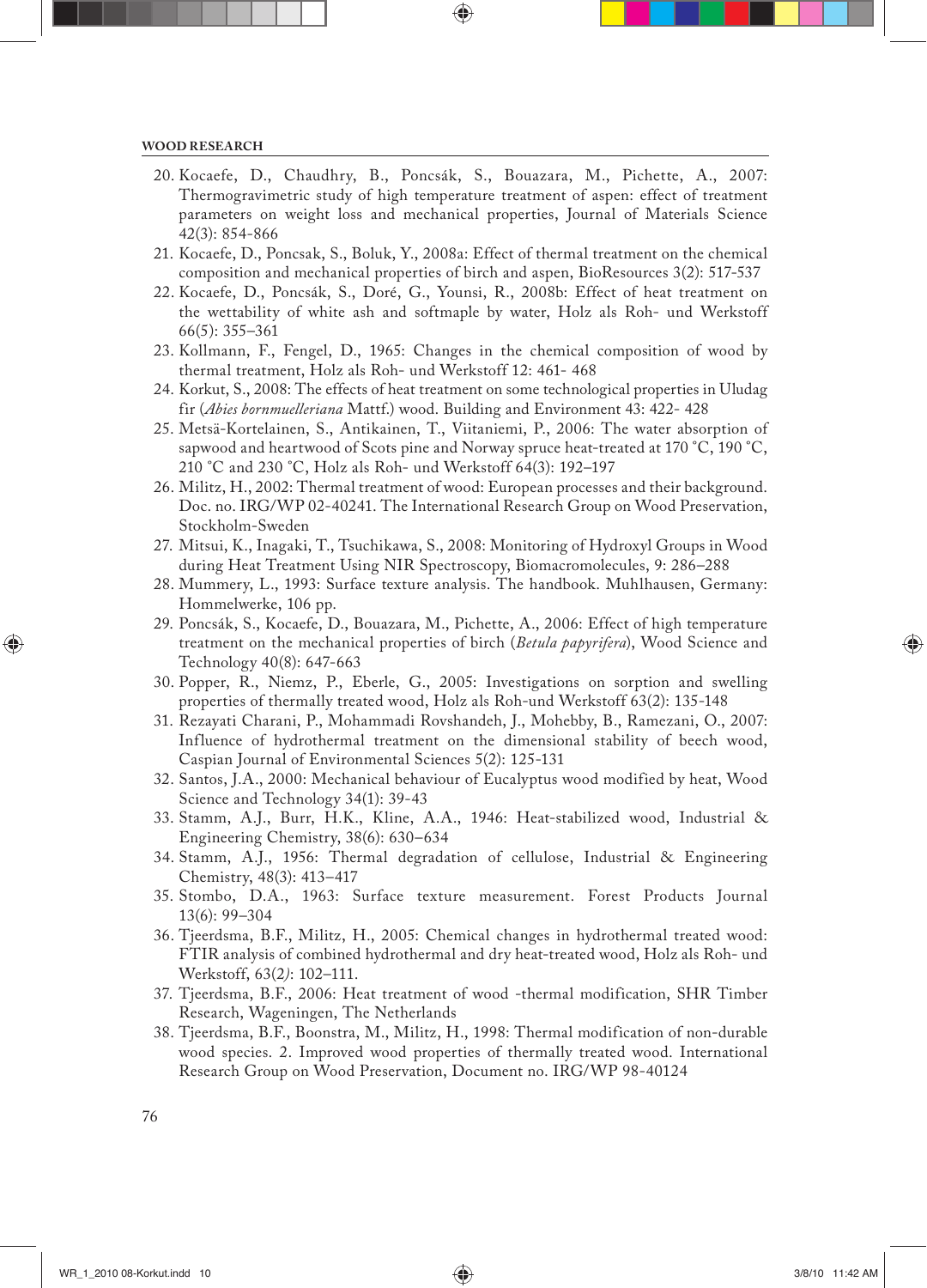20. Kocaefe, D., Chaudhry, B., Poncsák, S., Bouazara, M., Pichette, A., 2007: Thermogravimetric study of high temperature treatment of aspen: effect of treatment parameters on weight loss and mechanical properties, Journal of Materials Science 42(3): 854-866
21. Kocaefe, D., Poncsak, S., Boluk, Y., 2008a: Effect of thermal treatment on the chemical composition and mechanical properties of birch and aspen, BioResources 3(2): 517-537
22. Kocaefe, D., Poncsák, S., Doré, G., Younsi, R., 2008b: Effect of heat treatment on the wettability of white ash and softmaple by water, Holz als Roh- und Werkstoff 66(5): 355–361
23. Kollmann, F., Fengel, D., 1965: Changes in the chemical composition of wood by thermal treatment, Holz als Roh- und Werkstoff 12: 461- 468
24. Korkut, S., 2008: The effects of heat treatment on some technological properties in Uludag fir (*Abies bornmuelleriana* Mattf.) wood. Building and Environment 43: 422- 428
25. Metsä-Kortelainen, S., Antikainen, T., Viitaniemi, P., 2006: The water absorption of sapwood and heartwood of Scots pine and Norway spruce heat-treated at 170 °C, 190 °C, 210 °C and 230 °C, Holz als Roh- und Werkstoff 64(3): 192–197
26. Militz, H., 2002: Thermal treatment of wood: European processes and their background. Doc. no. IRG/WP 02-40241. The International Research Group on Wood Preservation, Stockholm-Sweden
27. Mitsui, K., Inagaki, T., Tsuchikawa, S., 2008: Monitoring of Hydroxyl Groups in Wood during Heat Treatment Using NIR Spectroscopy, Biomacromolecules, 9: 286–288
28. Mummery, L., 1993: Surface texture analysis. The handbook. Muhlhausen, Germany: Hommelwerke, 106 pp.
29. Poncsák, S., Kocaefe, D., Bouazara, M., Pichette, A., 2006: Effect of high temperature treatment on the mechanical properties of birch (*Betula papyrifera*), Wood Science and Technology 40(8): 647-663
30. Popper, R., Niemz, P., Eberle, G., 2005: Investigations on sorption and swelling properties of thermally treated wood, Holz als Roh-und Werkstoff 63(2): 135-148
31. Rezayati Charani, P., Mohammadi Rovshandeh, J., Mohebby, B., Ramezani, O., 2007: Influence of hydrothermal treatment on the dimensional stability of beech wood, Caspian Journal of Environmental Sciences 5(2): 125-131
32. Santos, J.A., 2000: Mechanical behaviour of Eucalyptus wood modified by heat, Wood Science and Technology 34(1): 39-43
33. Stamm, A.J., Burr, H.K., Kline, A.A., 1946: Heat-stabilized wood, Industrial & Engineering Chemistry, 38(6): 630–634
34. Stamm, A.J., 1956: Thermal degradation of cellulose, Industrial & Engineering Chemistry, 48(3): 413–417
35. Stombo, D.A., 1963: Surface texture measurement. Forest Products Journal 13(6): 99–304
36. Tjeerdsma, B.F., Militz, H., 2005: Chemical changes in hydrothermal treated wood: FTIR analysis of combined hydrothermal and dry heat-treated wood, Holz als Roh- und Werkstoff, 63(*2)*: 102–111.
37. Tjeerdsma, B.F., 2006: Heat treatment of wood -thermal modification, SHR Timber Research, Wageningen, The Netherlands
38. Tjeerdsma, B.F., Boonstra, M., Militz, H., 1998: Thermal modification of non-durable wood species. 2. Improved wood properties of thermally treated wood. International Research Group on Wood Preservation, Document no. IRG/WP 98-40124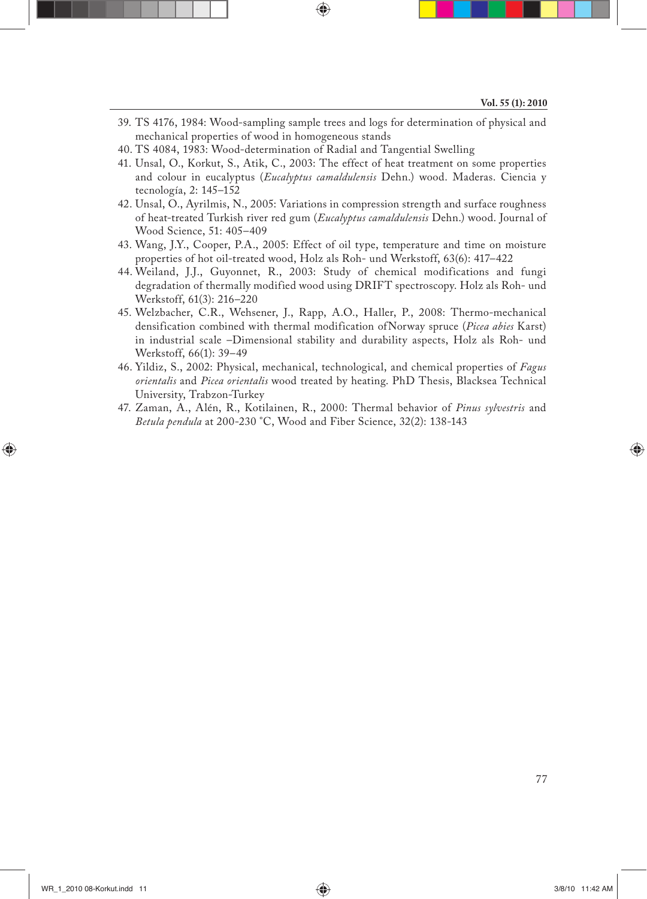39. TS 4176, 1984: Wood-sampling sample trees and logs for determination of physical and mechanical properties of wood in homogeneous stands
40. TS 4084, 1983: Wood-determination of Radial and Tangential Swelling
41. Unsal, O., Korkut, S., Atik, C., 2003: The effect of heat treatment on some properties and colour in eucalyptus (*Eucalyptus camaldulensis* Dehn.) wood. Maderas. Ciencia y tecnología, 2: 145–152
42. Unsal, O., Ayrilmis, N., 2005: Variations in compression strength and surface roughness of heat-treated Turkish river red gum (*Eucalyptus camaldulensis* Dehn.) wood. Journal of Wood Science, 51: 405–409
43. Wang, J.Y., Cooper, P.A., 2005: Effect of oil type, temperature and time on moisture properties of hot oil-treated wood, Holz als Roh- und Werkstoff, 63(6): 417–422
44. Weiland, J.J., Guyonnet, R., 2003: Study of chemical modifications and fungi degradation of thermally modified wood using DRIFT spectroscopy. Holz als Roh- und Werkstoff, 61(3): 216–220
45. Welzbacher, C.R., Wehsener, J., Rapp, A.O., Haller, P., 2008: Thermo-mechanical densification combined with thermal modification ofNorway spruce (*Picea abies* Karst) in industrial scale –Dimensional stability and durability aspects, Holz als Roh- und Werkstoff, 66(1): 39–49
46. Yildiz, S., 2002: Physical, mechanical, technological, and chemical properties of *Fagus orientalis* and *Picea orientalis* wood treated by heating. PhD Thesis, Blacksea Technical University, Trabzon-Turkey
47. Zaman, A., Alén, R., Kotilainen, R., 2000: Thermal behavior of *Pinus sylvestris* and *Betula pendula* at 200-230 °C, Wood and Fiber Science, 32(2): 138-143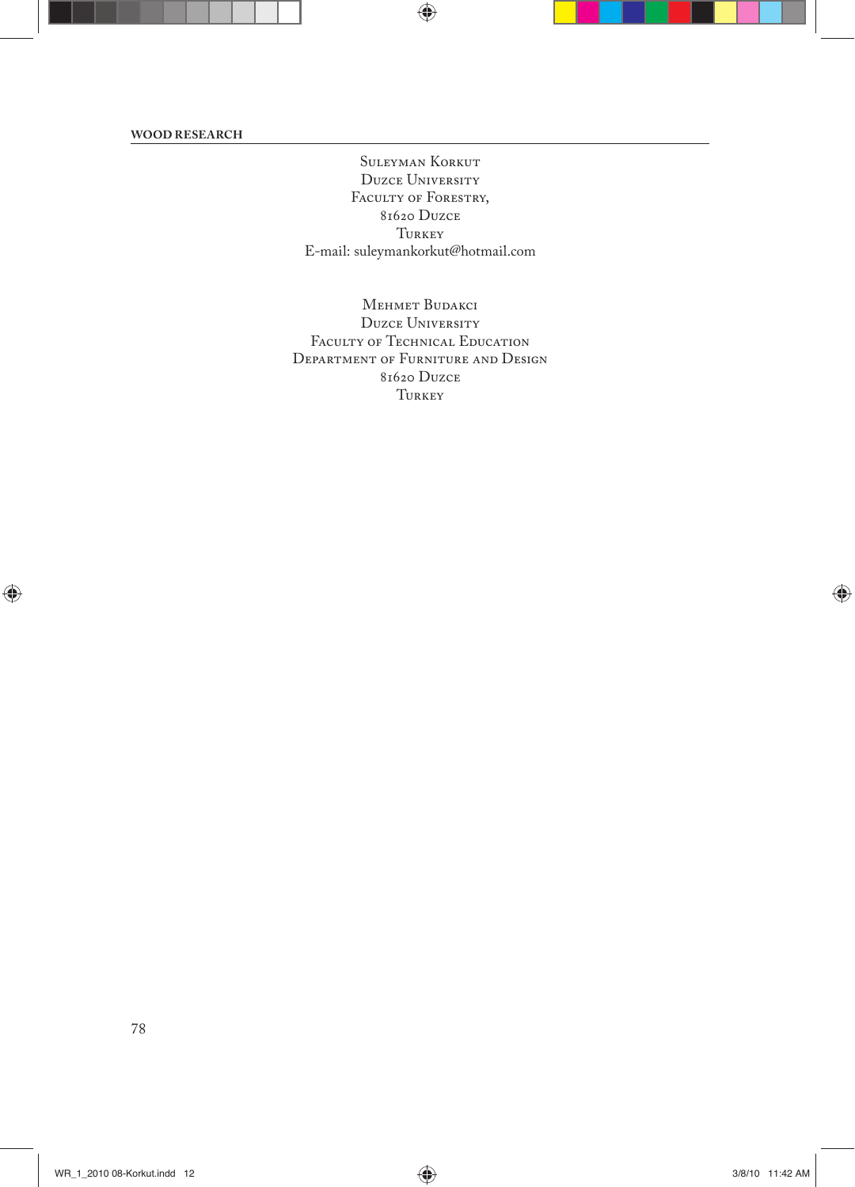Suleyman Korkut
Duzce University
Faculty of Forestry,
81620 Duzce
Turkey
E-mail: suleymankorkut@hotmail.com

Mehmet Budakci
Duzce University
Faculty of Technical Education
Department of Furniture and Design
81620 Duzce
Turkey